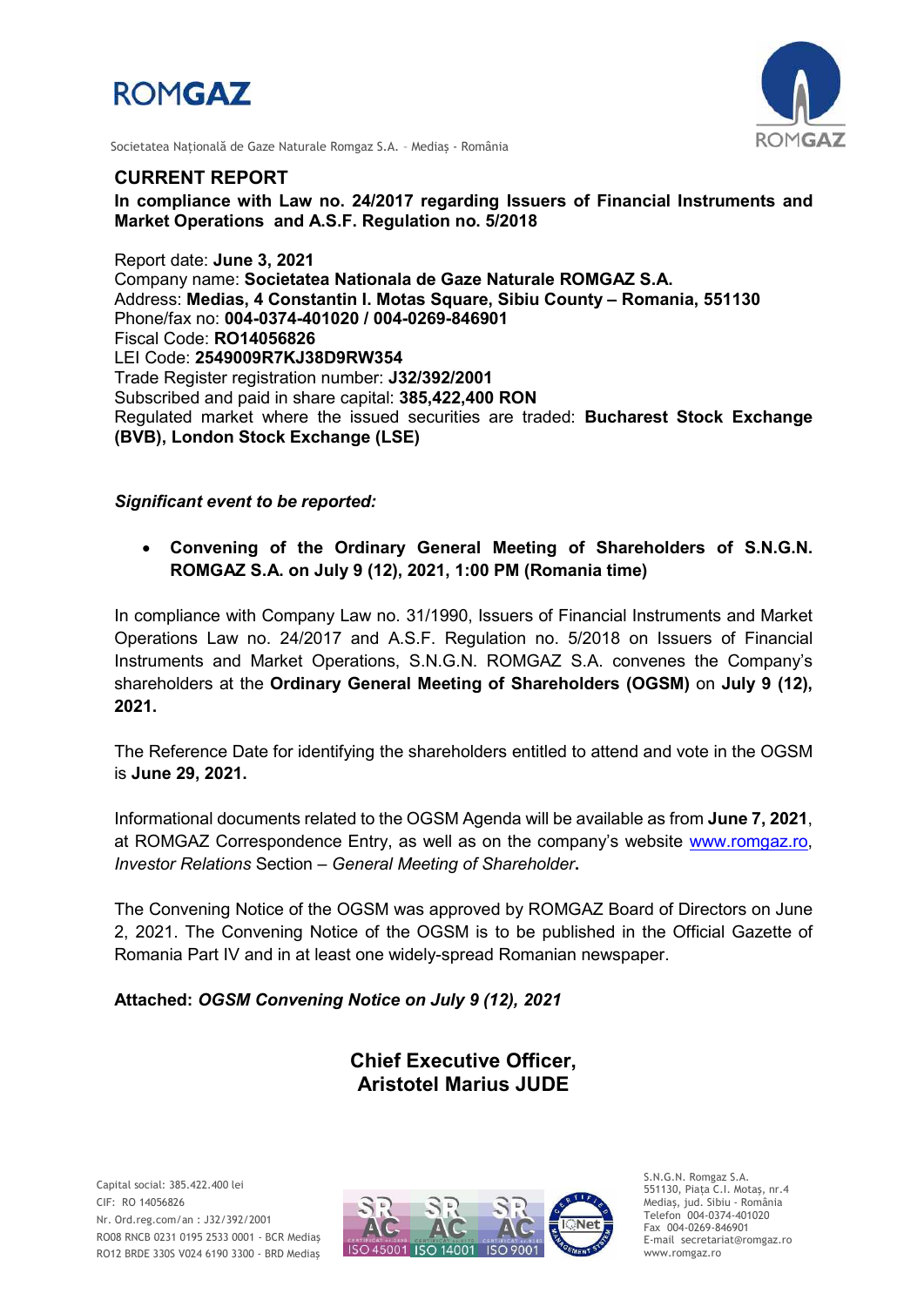ROMGAZ

Societatea Națională de Gaze Naturale Romgaz S.A. – Mediaș - România

## CURRENT REPORT

**In compliance with Law no. 24/2017 regarding Issuers of Financial Instruments and Market Operations and A.S.F. Regulation no. 5/2018**

Report date: **June 3, 2021**
Company name: **Societatea Nationala de Gaze Naturale ROMGAZ S.A.**
Address: **Medias, 4 Constantin I. Motas Square, Sibiu County – Romania, 551130**
Phone/fax no: **004-0374-401020 / 004-0269-846901**
Fiscal Code: **RO14056826**
LEI Code: **2549009R7KJ38D9RW354**
Trade Register registration number: **J32/392/2001**
Subscribed and paid in share capital: **385,422,400 RON**
Regulated market where the issued securities are traded: **Bucharest Stock Exchange (BVB), London Stock Exchange (LSE)**

***Significant event to be reported:***

- **Convening of the Ordinary General Meeting of Shareholders of S.N.G.N. ROMGAZ S.A. on July 9 (12), 2021, 1:00 PM (Romania time)**

In compliance with Company Law no. 31/1990, Issuers of Financial Instruments and Market Operations Law no. 24/2017 and A.S.F. Regulation no. 5/2018 on Issuers of Financial Instruments and Market Operations, S.N.G.N. ROMGAZ S.A. convenes the Company's shareholders at the **Ordinary General Meeting of Shareholders (OGSM)** on **July 9 (12), 2021.**

The Reference Date for identifying the shareholders entitled to attend and vote in the OGSM is **June 29, 2021.**

Informational documents related to the OGSM Agenda will be available as from **June 7, 2021**, at ROMGAZ Correspondence Entry, as well as on the company's website www.romgaz.ro, *Investor Relations* Section – *General Meeting of Shareholder***.**

The Convening Notice of the OGSM was approved by ROMGAZ Board of Directors on June 2, 2021. The Convening Notice of the OGSM is to be published in the Official Gazette of Romania Part IV and in at least one widely-spread Romanian newspaper.

**Attached:** ***OGSM Convening Notice on July 9 (12), 2021***

**Chief Executive Officer,**
**Aristotel Marius JUDE**

Capital social: 385.422.400 lei
CIF: RO 14056826
Nr. Ord.reg.com/an : J32/392/2001
RO08 RNCB 0231 0195 2533 0001 - BCR Mediaş
RO12 BRDE 330S V024 6190 3300 - BRD Mediaş

S.N.G.N. Romgaz S.A.
551130, Piața C.I. Motaș, nr.4
Mediaș, jud. Sibiu - România
Telefon 004-0374-401020
Fax 004-0269-846901
E-mail secretariat@romgaz.ro
www.romgaz.ro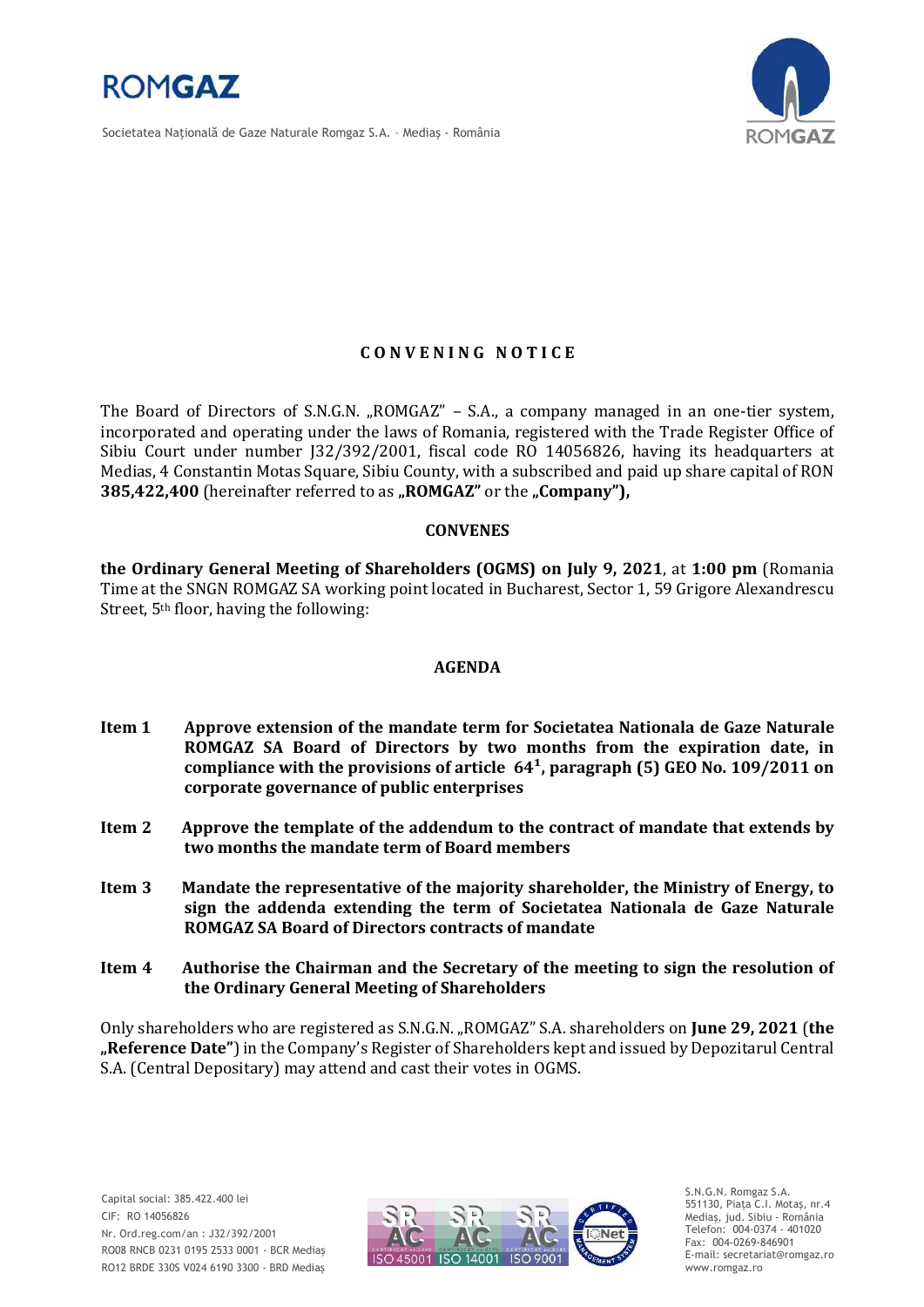## CONVENING NOTICE

The Board of Directors of S.N.G.N. „ROMGAZ" – S.A., a company managed in an one-tier system, incorporated and operating under the laws of Romania, registered with the Trade Register Office of Sibiu Court under number J32/392/2001, fiscal code RO 14056826, having its headquarters at Medias, 4 Constantin Motas Square, Sibiu County, with a subscribed and paid up share capital of RON **385,422,400** (hereinafter referred to as **„ROMGAZ"** or the **„Company"),**

**CONVENES**

**the Ordinary General Meeting of Shareholders (OGMS) on July 9, 2021**, at **1:00 pm** (Romania Time at the SNGN ROMGAZ SA working point located in Bucharest, Sector 1, 59 Grigore Alexandrescu Street, 5th floor, having the following:

**AGENDA**

**Item 1** **Approve extension of the mandate term for Societatea Nationala de Gaze Naturale ROMGAZ SA Board of Directors by two months from the expiration date, in compliance with the provisions of article 64$^{1}$, paragraph (5) GEO No. 109/2011 on corporate governance of public enterprises**

**Item 2** **Approve the template of the addendum to the contract of mandate that extends by two months the mandate term of Board members**

**Item 3** **Mandate the representative of the majority shareholder, the Ministry of Energy, to sign the addenda extending the term of Societatea Nationala de Gaze Naturale ROMGAZ SA Board of Directors contracts of mandate**

**Item 4** **Authorise the Chairman and the Secretary of the meeting to sign the resolution of the Ordinary General Meeting of Shareholders**

Only shareholders who are registered as S.N.G.N. „ROMGAZ" S.A. shareholders on **June 29, 2021** (**the „Reference Date"**) in the Company's Register of Shareholders kept and issued by Depozitarul Central S.A. (Central Depositary) may attend and cast their votes in OGMS.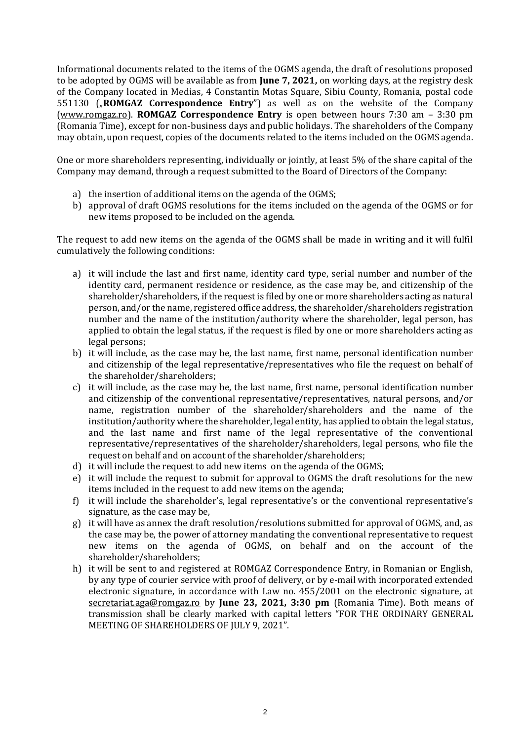Informational documents related to the items of the OGMS agenda, the draft of resolutions proposed to be adopted by OGMS will be available as from **June 7, 2021,** on working days, at the registry desk of the Company located in Medias, 4 Constantin Motas Square, Sibiu County, Romania, postal code 551130 („**ROMGAZ Correspondence Entry**") as well as on the website of the Company (www.romgaz.ro). **ROMGAZ Correspondence Entry** is open between hours 7:30 am – 3:30 pm (Romania Time), except for non-business days and public holidays. The shareholders of the Company may obtain, upon request, copies of the documents related to the items included on the OGMS agenda.

One or more shareholders representing, individually or jointly, at least 5% of the share capital of the Company may demand, through a request submitted to the Board of Directors of the Company:

a) the insertion of additional items on the agenda of the OGMS;
b) approval of draft OGMS resolutions for the items included on the agenda of the OGMS or for new items proposed to be included on the agenda.

The request to add new items on the agenda of the OGMS shall be made in writing and it will fulfil cumulatively the following conditions:

a) it will include the last and first name, identity card type, serial number and number of the identity card, permanent residence or residence, as the case may be, and citizenship of the shareholder/shareholders, if the request is filed by one or more shareholders acting as natural person, and/or the name, registered office address, the shareholder/shareholders registration number and the name of the institution/authority where the shareholder, legal person, has applied to obtain the legal status, if the request is filed by one or more shareholders acting as legal persons;
b) it will include, as the case may be, the last name, first name, personal identification number and citizenship of the legal representative/representatives who file the request on behalf of the shareholder/shareholders;
c) it will include, as the case may be, the last name, first name, personal identification number and citizenship of the conventional representative/representatives, natural persons, and/or name, registration number of the shareholder/shareholders and the name of the institution/authority where the shareholder, legal entity, has applied to obtain the legal status, and the last name and first name of the legal representative of the conventional representative/representatives of the shareholder/shareholders, legal persons, who file the request on behalf and on account of the shareholder/shareholders;
d) it will include the request to add new items on the agenda of the OGMS;
e) it will include the request to submit for approval to OGMS the draft resolutions for the new items included in the request to add new items on the agenda;
f) it will include the shareholder's, legal representative's or the conventional representative's signature, as the case may be,
g) it will have as annex the draft resolution/resolutions submitted for approval of OGMS, and, as the case may be, the power of attorney mandating the conventional representative to request new items on the agenda of OGMS, on behalf and on the account of the shareholder/shareholders;
h) it will be sent to and registered at ROMGAZ Correspondence Entry, in Romanian or English, by any type of courier service with proof of delivery, or by e-mail with incorporated extended electronic signature, in accordance with Law no. 455/2001 on the electronic signature, at secretariat.aga@romgaz.ro by **June 23, 2021, 3:30 pm** (Romania Time). Both means of transmission shall be clearly marked with capital letters "FOR THE ORDINARY GENERAL MEETING OF SHAREHOLDERS OF JULY 9, 2021".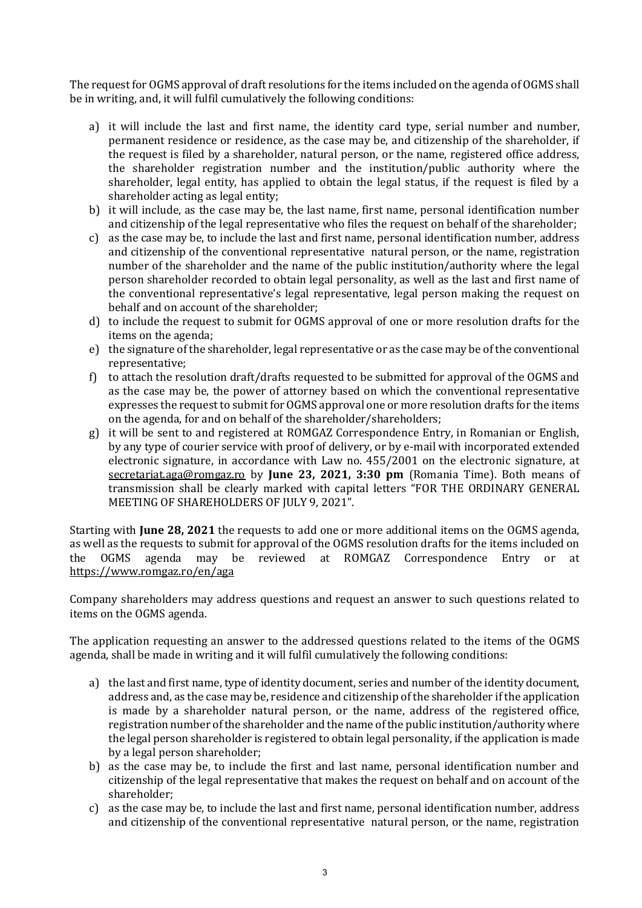The request for OGMS approval of draft resolutions for the items included on the agenda of OGMS shall be in writing, and, it will fulfil cumulatively the following conditions:

a) it will include the last and first name, the identity card type, serial number and number, permanent residence or residence, as the case may be, and citizenship of the shareholder, if the request is filed by a shareholder, natural person, or the name, registered office address, the shareholder registration number and the institution/public authority where the shareholder, legal entity, has applied to obtain the legal status, if the request is filed by a shareholder acting as legal entity;
b) it will include, as the case may be, the last name, first name, personal identification number and citizenship of the legal representative who files the request on behalf of the shareholder;
c) as the case may be, to include the last and first name, personal identification number, address and citizenship of the conventional representative natural person, or the name, registration number of the shareholder and the name of the public institution/authority where the legal person shareholder recorded to obtain legal personality, as well as the last and first name of the conventional representative's legal representative, legal person making the request on behalf and on account of the shareholder;
d) to include the request to submit for OGMS approval of one or more resolution drafts for the items on the agenda;
e) the signature of the shareholder, legal representative or as the case may be of the conventional representative;
f) to attach the resolution draft/drafts requested to be submitted for approval of the OGMS and as the case may be, the power of attorney based on which the conventional representative expresses the request to submit for OGMS approval one or more resolution drafts for the items on the agenda, for and on behalf of the shareholder/shareholders;
g) it will be sent to and registered at ROMGAZ Correspondence Entry, in Romanian or English, by any type of courier service with proof of delivery, or by e-mail with incorporated extended electronic signature, in accordance with Law no. 455/2001 on the electronic signature, at secretariat.aga@romgaz.ro by **June 23, 2021, 3:30 pm** (Romania Time). Both means of transmission shall be clearly marked with capital letters "FOR THE ORDINARY GENERAL MEETING OF SHAREHOLDERS OF JULY 9, 2021".

Starting with **June 28, 2021** the requests to add one or more additional items on the OGMS agenda, as well as the requests to submit for approval of the OGMS resolution drafts for the items included on the OGMS agenda may be reviewed at ROMGAZ Correspondence Entry or at https://www.romgaz.ro/en/aga

Company shareholders may address questions and request an answer to such questions related to items on the OGMS agenda.

The application requesting an answer to the addressed questions related to the items of the OGMS agenda, shall be made in writing and it will fulfil cumulatively the following conditions:

a) the last and first name, type of identity document, series and number of the identity document, address and, as the case may be, residence and citizenship of the shareholder if the application is made by a shareholder natural person, or the name, address of the registered office, registration number of the shareholder and the name of the public institution/authority where the legal person shareholder is registered to obtain legal personality, if the application is made by a legal person shareholder;
b) as the case may be, to include the first and last name, personal identification number and citizenship of the legal representative that makes the request on behalf and on account of the shareholder;
c) as the case may be, to include the last and first name, personal identification number, address and citizenship of the conventional representative natural person, or the name, registration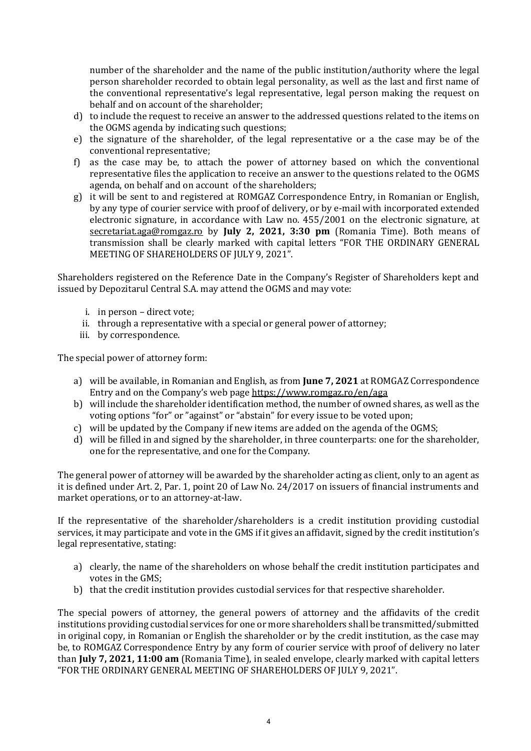number of the shareholder and the name of the public institution/authority where the legal person shareholder recorded to obtain legal personality, as well as the last and first name of the conventional representative's legal representative, legal person making the request on behalf and on account of the shareholder;

d) to include the request to receive an answer to the addressed questions related to the items on the OGMS agenda by indicating such questions;
e) the signature of the shareholder, of the legal representative or a the case may be of the conventional representative;
f) as the case may be, to attach the power of attorney based on which the conventional representative files the application to receive an answer to the questions related to the OGMS agenda, on behalf and on account of the shareholders;
g) it will be sent to and registered at ROMGAZ Correspondence Entry, in Romanian or English, by any type of courier service with proof of delivery, or by e-mail with incorporated extended electronic signature, in accordance with Law no. 455/2001 on the electronic signature, at secretariat.aga@romgaz.ro by **July 2, 2021, 3:30 pm** (Romania Time). Both means of transmission shall be clearly marked with capital letters "FOR THE ORDINARY GENERAL MEETING OF SHAREHOLDERS OF JULY 9, 2021".

Shareholders registered on the Reference Date in the Company's Register of Shareholders kept and issued by Depozitarul Central S.A. may attend the OGMS and may vote:

i. in person – direct vote;
ii. through a representative with a special or general power of attorney;
iii. by correspondence.

The special power of attorney form:

a) will be available, in Romanian and English, as from **June 7, 2021** at ROMGAZ Correspondence Entry and on the Company's web page https://www.romgaz.ro/en/aga
b) will include the shareholder identification method, the number of owned shares, as well as the voting options "for" or "against" or "abstain" for every issue to be voted upon;
c) will be updated by the Company if new items are added on the agenda of the OGMS;
d) will be filled in and signed by the shareholder, in three counterparts: one for the shareholder, one for the representative, and one for the Company.

The general power of attorney will be awarded by the shareholder acting as client, only to an agent as it is defined under Art. 2, Par. 1, point 20 of Law No. 24/2017 on issuers of financial instruments and market operations, or to an attorney-at-law.

If the representative of the shareholder/shareholders is a credit institution providing custodial services, it may participate and vote in the GMS if it gives an affidavit, signed by the credit institution's legal representative, stating:

a) clearly, the name of the shareholders on whose behalf the credit institution participates and votes in the GMS;
b) that the credit institution provides custodial services for that respective shareholder.

The special powers of attorney, the general powers of attorney and the affidavits of the credit institutions providing custodial services for one or more shareholders shall be transmitted/submitted in original copy, in Romanian or English the shareholder or by the credit institution, as the case may be, to ROMGAZ Correspondence Entry by any form of courier service with proof of delivery no later than **July 7, 2021, 11:00 am** (Romania Time), in sealed envelope, clearly marked with capital letters "FOR THE ORDINARY GENERAL MEETING OF SHAREHOLDERS OF JULY 9, 2021".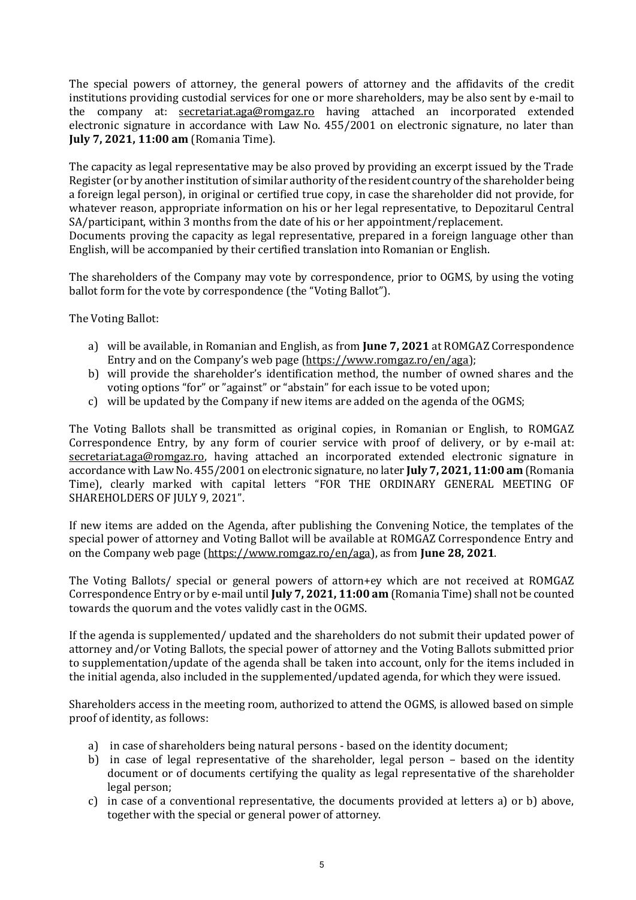The special powers of attorney, the general powers of attorney and the affidavits of the credit institutions providing custodial services for one or more shareholders, may be also sent by e-mail to the company at: secretariat.aga@romgaz.ro having attached an incorporated extended electronic signature in accordance with Law No. 455/2001 on electronic signature, no later than **July 7, 2021, 11:00 am** (Romania Time).

The capacity as legal representative may be also proved by providing an excerpt issued by the Trade Register (or by another institution of similar authority of the resident country of the shareholder being a foreign legal person), in original or certified true copy, in case the shareholder did not provide, for whatever reason, appropriate information on his or her legal representative, to Depozitarul Central SA/participant, within 3 months from the date of his or her appointment/replacement.
Documents proving the capacity as legal representative, prepared in a foreign language other than English, will be accompanied by their certified translation into Romanian or English.

The shareholders of the Company may vote by correspondence, prior to OGMS, by using the voting ballot form for the vote by correspondence (the "Voting Ballot").

The Voting Ballot:

a) will be available, in Romanian and English, as from **June 7, 2021** at ROMGAZ Correspondence Entry and on the Company's web page (https://www.romgaz.ro/en/aga);
b) will provide the shareholder's identification method, the number of owned shares and the voting options "for" or "against" or "abstain" for each issue to be voted upon;
c) will be updated by the Company if new items are added on the agenda of the OGMS;

The Voting Ballots shall be transmitted as original copies, in Romanian or English, to ROMGAZ Correspondence Entry, by any form of courier service with proof of delivery, or by e-mail at: secretariat.aga@romgaz.ro, having attached an incorporated extended electronic signature in accordance with Law No. 455/2001 on electronic signature, no later **July 7, 2021, 11:00 am** (Romania Time), clearly marked with capital letters "FOR THE ORDINARY GENERAL MEETING OF SHAREHOLDERS OF JULY 9, 2021".

If new items are added on the Agenda, after publishing the Convening Notice, the templates of the special power of attorney and Voting Ballot will be available at ROMGAZ Correspondence Entry and on the Company web page (https://www.romgaz.ro/en/aga), as from **June 28, 2021**.

The Voting Ballots/ special or general powers of attorn+ey which are not received at ROMGAZ Correspondence Entry or by e-mail until **July 7, 2021, 11:00 am** (Romania Time) shall not be counted towards the quorum and the votes validly cast in the OGMS.

If the agenda is supplemented/ updated and the shareholders do not submit their updated power of attorney and/or Voting Ballots, the special power of attorney and the Voting Ballots submitted prior to supplementation/update of the agenda shall be taken into account, only for the items included in the initial agenda, also included in the supplemented/updated agenda, for which they were issued.

Shareholders access in the meeting room, authorized to attend the OGMS, is allowed based on simple proof of identity, as follows:

a) in case of shareholders being natural persons - based on the identity document;
b) in case of legal representative of the shareholder, legal person – based on the identity document or of documents certifying the quality as legal representative of the shareholder legal person;
c) in case of a conventional representative, the documents provided at letters a) or b) above, together with the special or general power of attorney.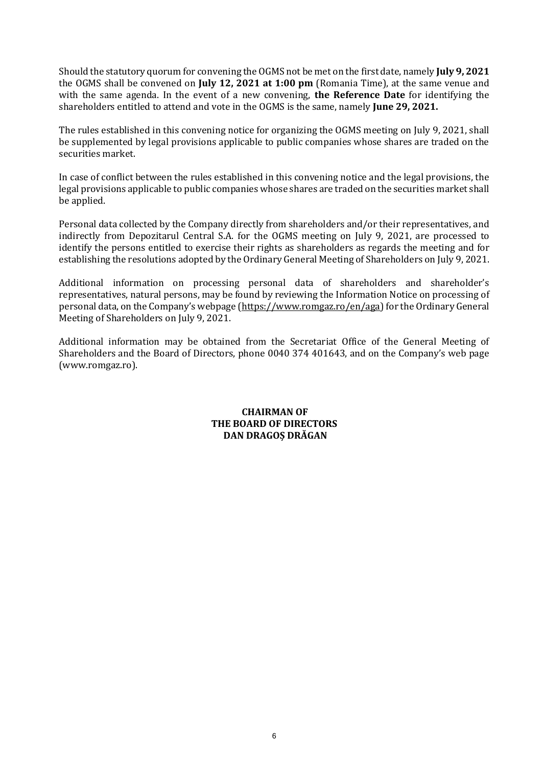Should the statutory quorum for convening the OGMS not be met on the first date, namely **July 9, 2021** the OGMS shall be convened on **July 12, 2021 at 1:00 pm** (Romania Time), at the same venue and with the same agenda. In the event of a new convening, **the Reference Date** for identifying the shareholders entitled to attend and vote in the OGMS is the same, namely **June 29, 2021.**

The rules established in this convening notice for organizing the OGMS meeting on July 9, 2021, shall be supplemented by legal provisions applicable to public companies whose shares are traded on the securities market.

In case of conflict between the rules established in this convening notice and the legal provisions, the legal provisions applicable to public companies whose shares are traded on the securities market shall be applied.

Personal data collected by the Company directly from shareholders and/or their representatives, and indirectly from Depozitarul Central S.A. for the OGMS meeting on July 9, 2021, are processed to identify the persons entitled to exercise their rights as shareholders as regards the meeting and for establishing the resolutions adopted by the Ordinary General Meeting of Shareholders on July 9, 2021.

Additional information on processing personal data of shareholders and shareholder's representatives, natural persons, may be found by reviewing the Information Notice on processing of personal data, on the Company's webpage (https://www.romgaz.ro/en/aga) for the Ordinary General Meeting of Shareholders on July 9, 2021.

Additional information may be obtained from the Secretariat Office of the General Meeting of Shareholders and the Board of Directors, phone 0040 374 401643, and on the Company's web page (www.romgaz.ro).

**CHAIRMAN OF**
**THE BOARD OF DIRECTORS**
**DAN DRAGOȘ DRĂGAN**